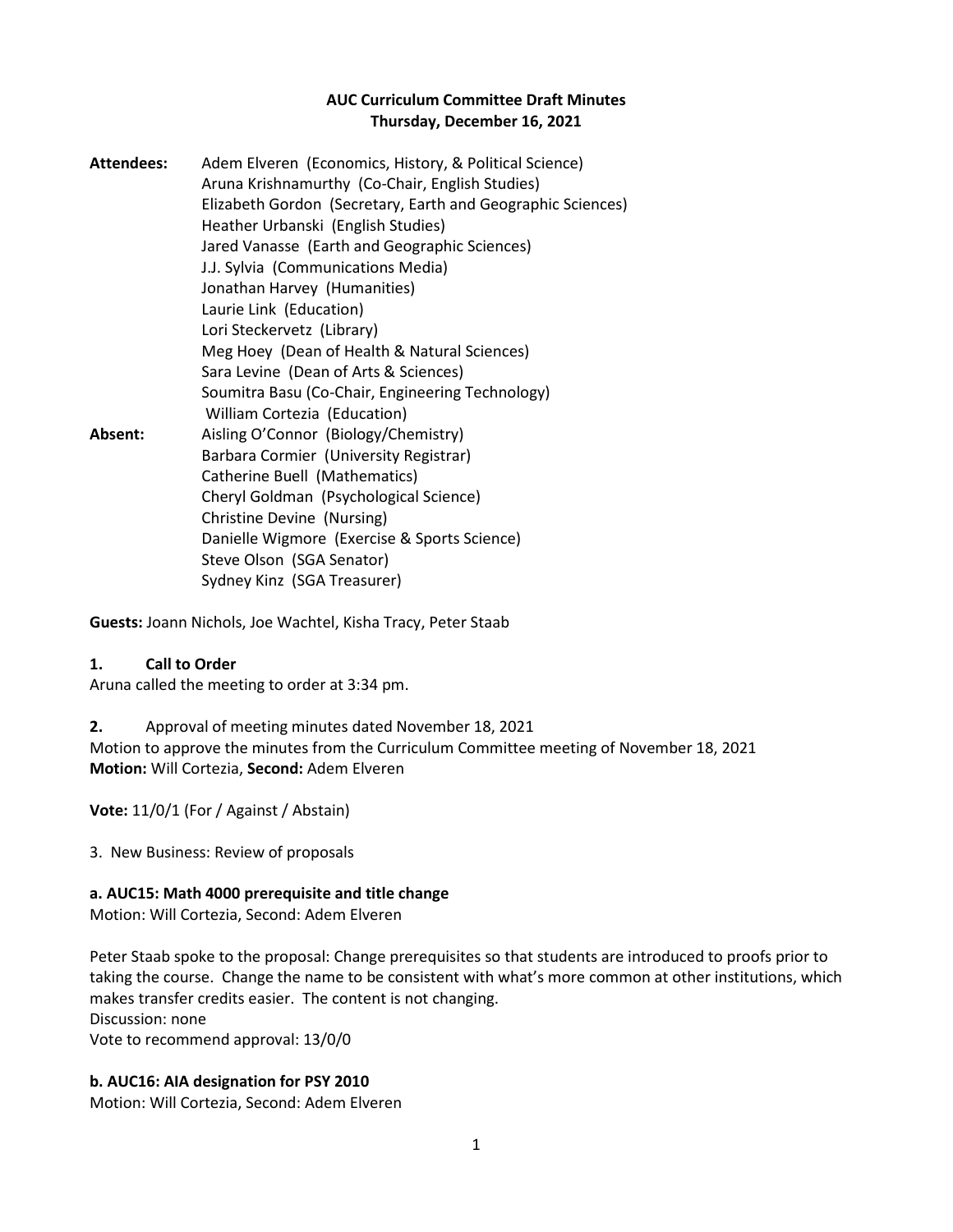**AUC Curriculum Committee Draft Minutes**
**Thursday, December 16, 2021**

**Attendees:**
Adem Elveren (Economics, History, & Political Science)
Aruna Krishnamurthy (Co-Chair, English Studies)
Elizabeth Gordon (Secretary, Earth and Geographic Sciences)
Heather Urbanski (English Studies)
Jared Vanasse (Earth and Geographic Sciences)
J.J. Sylvia (Communications Media)
Jonathan Harvey (Humanities)
Laurie Link (Education)
Lori Steckervetz (Library)
Meg Hoey (Dean of Health & Natural Sciences)
Sara Levine (Dean of Arts & Sciences)
Soumitra Basu (Co-Chair, Engineering Technology)
William Cortezia (Education)

**Absent:**
Aisling O'Connor (Biology/Chemistry)
Barbara Cormier (University Registrar)
Catherine Buell (Mathematics)
Cheryl Goldman (Psychological Science)
Christine Devine (Nursing)
Danielle Wigmore (Exercise & Sports Science)
Steve Olson (SGA Senator)
Sydney Kinz (SGA Treasurer)

**Guests:** Joann Nichols, Joe Wachtel, Kisha Tracy, Peter Staab

**1. Call to Order**

Aruna called the meeting to order at 3:34 pm.

**2.** Approval of meeting minutes dated November 18, 2021

Motion to approve the minutes from the Curriculum Committee meeting of November 18, 2021

**Motion:** Will Cortezia, **Second:** Adem Elveren

**Vote:** 11/0/1 (For / Against / Abstain)

3. New Business: Review of proposals

**a. AUC15: Math 4000 prerequisite and title change**

Motion: Will Cortezia, Second: Adem Elveren

Peter Staab spoke to the proposal: Change prerequisites so that students are introduced to proofs prior to taking the course. Change the name to be consistent with what's more common at other institutions, which makes transfer credits easier. The content is not changing.
Discussion: none
Vote to recommend approval: 13/0/0

**b. AUC16: AIA designation for PSY 2010**

Motion: Will Cortezia, Second: Adem Elveren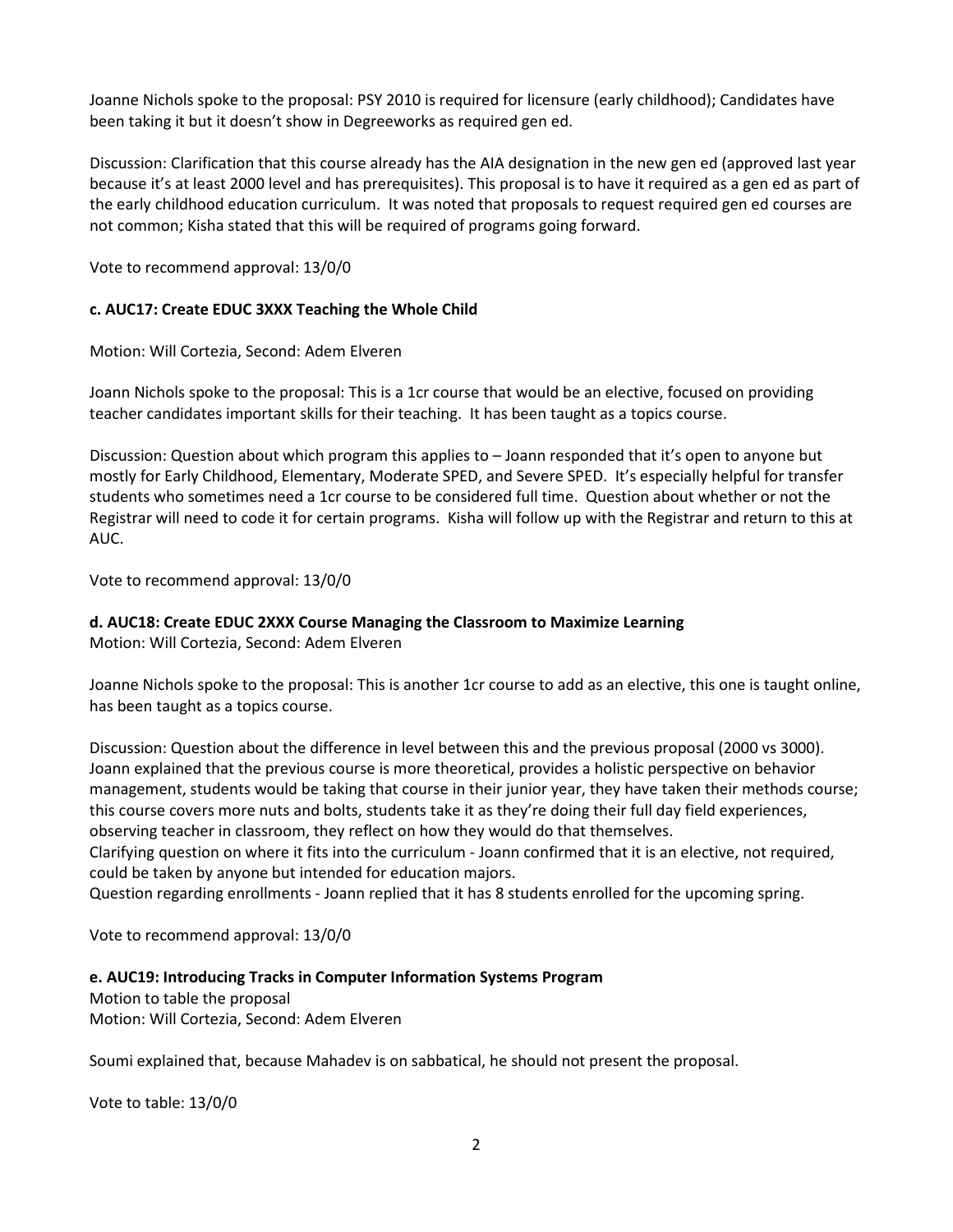Joanne Nichols spoke to the proposal: PSY 2010 is required for licensure (early childhood); Candidates have been taking it but it doesn't show in Degreeworks as required gen ed.

Discussion: Clarification that this course already has the AIA designation in the new gen ed (approved last year because it's at least 2000 level and has prerequisites). This proposal is to have it required as a gen ed as part of the early childhood education curriculum. It was noted that proposals to request required gen ed courses are not common; Kisha stated that this will be required of programs going forward.

Vote to recommend approval: 13/0/0

**c. AUC17: Create EDUC 3XXX Teaching the Whole Child**

Motion: Will Cortezia, Second: Adem Elveren

Joann Nichols spoke to the proposal: This is a 1cr course that would be an elective, focused on providing teacher candidates important skills for their teaching. It has been taught as a topics course.

Discussion: Question about which program this applies to – Joann responded that it's open to anyone but mostly for Early Childhood, Elementary, Moderate SPED, and Severe SPED. It's especially helpful for transfer students who sometimes need a 1cr course to be considered full time. Question about whether or not the Registrar will need to code it for certain programs. Kisha will follow up with the Registrar and return to this at AUC.

Vote to recommend approval: 13/0/0

**d. AUC18: Create EDUC 2XXX Course Managing the Classroom to Maximize Learning**

Motion: Will Cortezia, Second: Adem Elveren

Joanne Nichols spoke to the proposal: This is another 1cr course to add as an elective, this one is taught online, has been taught as a topics course.

Discussion: Question about the difference in level between this and the previous proposal (2000 vs 3000). Joann explained that the previous course is more theoretical, provides a holistic perspective on behavior management, students would be taking that course in their junior year, they have taken their methods course; this course covers more nuts and bolts, students take it as they're doing their full day field experiences, observing teacher in classroom, they reflect on how they would do that themselves.
Clarifying question on where it fits into the curriculum - Joann confirmed that it is an elective, not required, could be taken by anyone but intended for education majors.
Question regarding enrollments - Joann replied that it has 8 students enrolled for the upcoming spring.

Vote to recommend approval: 13/0/0

**e. AUC19: Introducing Tracks in Computer Information Systems Program**

Motion to table the proposal
Motion: Will Cortezia, Second: Adem Elveren

Soumi explained that, because Mahadev is on sabbatical, he should not present the proposal.

Vote to table: 13/0/0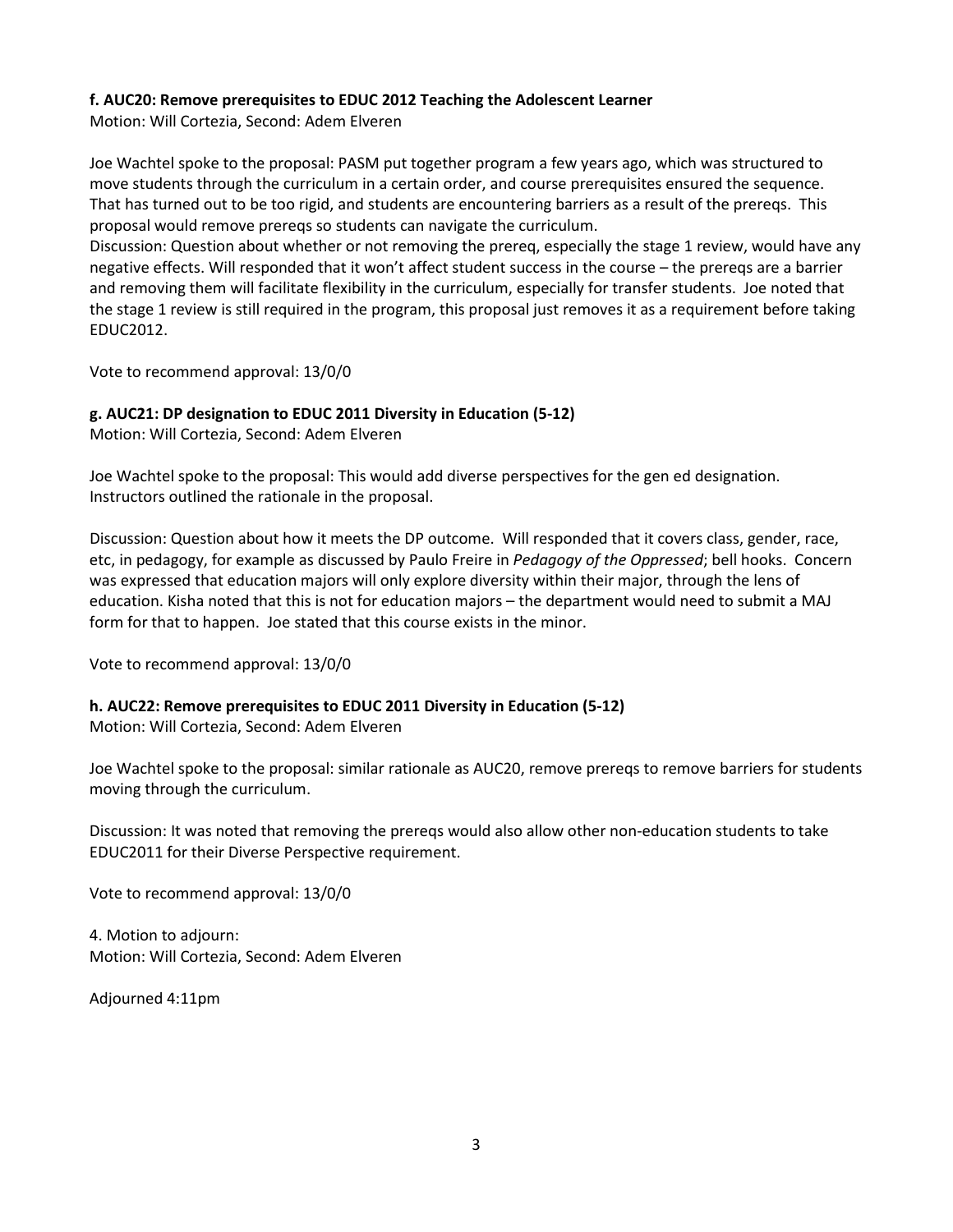**f. AUC20: Remove prerequisites to EDUC 2012 Teaching the Adolescent Learner**
Motion: Will Cortezia, Second: Adem Elveren

Joe Wachtel spoke to the proposal: PASM put together program a few years ago, which was structured to move students through the curriculum in a certain order, and course prerequisites ensured the sequence. That has turned out to be too rigid, and students are encountering barriers as a result of the prereqs. This proposal would remove prereqs so students can navigate the curriculum.
Discussion: Question about whether or not removing the prereq, especially the stage 1 review, would have any negative effects. Will responded that it won't affect student success in the course – the prereqs are a barrier and removing them will facilitate flexibility in the curriculum, especially for transfer students. Joe noted that the stage 1 review is still required in the program, this proposal just removes it as a requirement before taking EDUC2012.

Vote to recommend approval: 13/0/0

**g. AUC21: DP designation to EDUC 2011 Diversity in Education (5-12)**
Motion: Will Cortezia, Second: Adem Elveren

Joe Wachtel spoke to the proposal: This would add diverse perspectives for the gen ed designation. Instructors outlined the rationale in the proposal.

Discussion: Question about how it meets the DP outcome. Will responded that it covers class, gender, race, etc, in pedagogy, for example as discussed by Paulo Freire in *Pedagogy of the Oppressed*; bell hooks. Concern was expressed that education majors will only explore diversity within their major, through the lens of education. Kisha noted that this is not for education majors – the department would need to submit a MAJ form for that to happen. Joe stated that this course exists in the minor.

Vote to recommend approval: 13/0/0

**h. AUC22: Remove prerequisites to EDUC 2011 Diversity in Education (5-12)**
Motion: Will Cortezia, Second: Adem Elveren

Joe Wachtel spoke to the proposal: similar rationale as AUC20, remove prereqs to remove barriers for students moving through the curriculum.

Discussion: It was noted that removing the prereqs would also allow other non-education students to take EDUC2011 for their Diverse Perspective requirement.

Vote to recommend approval: 13/0/0

4. Motion to adjourn:
Motion: Will Cortezia, Second: Adem Elveren

Adjourned 4:11pm